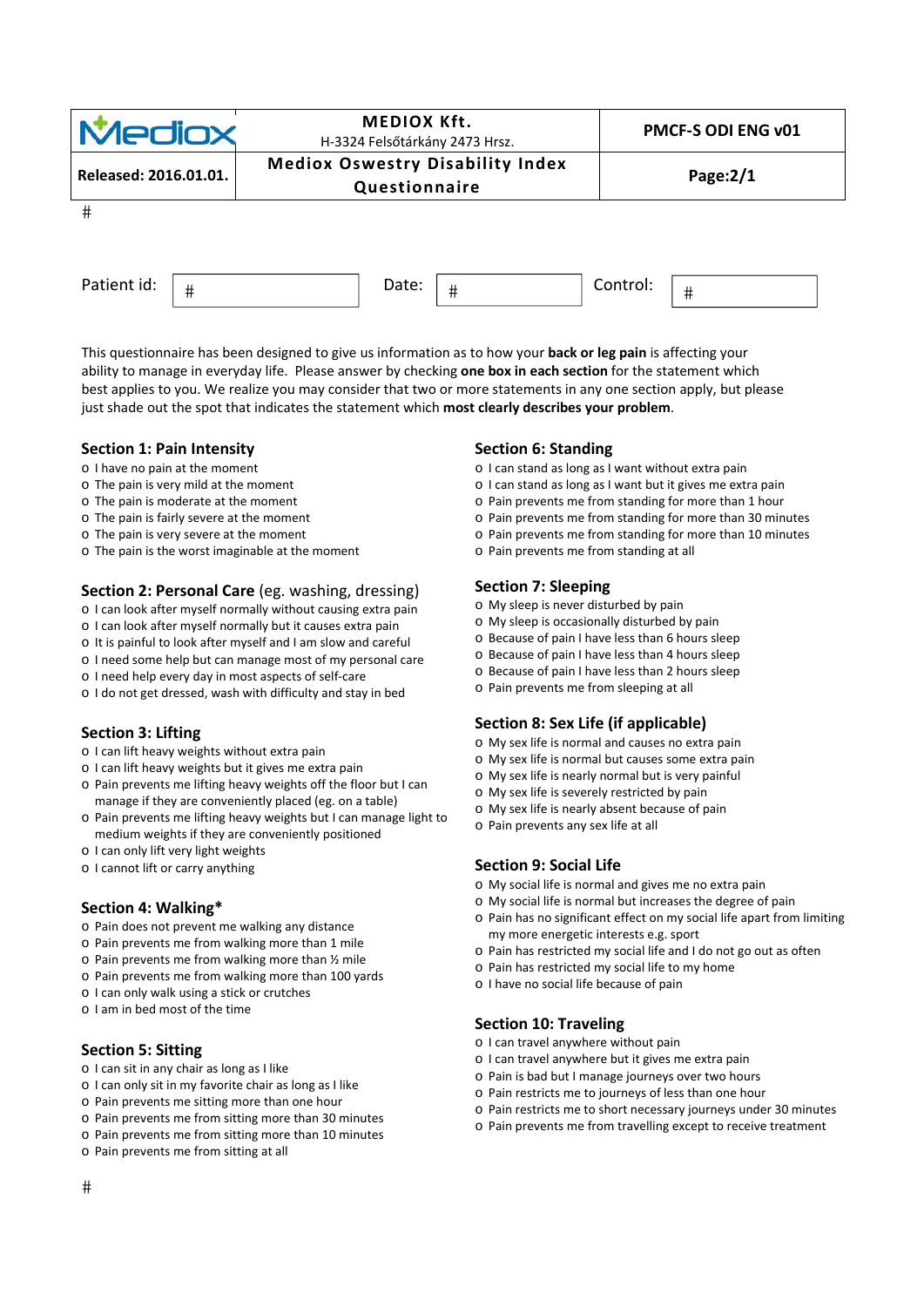| Mediox | **MEDIOX Kft.** H-3324 Felsőtárkány 2473 Hrsz. | **PMCF-S ODI ENG v01** |
| --- | --- | --- |
| **Released: 2016.01.01.** | **Mediox Oswestry Disability Index Questionnaire** | **Page:2/1** |

#

| Patient id: | # | Date: | # | Control: | # |
| --- | --- | --- | --- | --- | --- |

This questionnaire has been designed to give us information as to how your **back or leg pain** is affecting your ability to manage in everyday life. Please answer by checking **one box in each section** for the statement which best applies to you. We realize you may consider that two or more statements in any one section apply, but please just shade out the spot that indicates the statement which **most clearly describes your problem**.

### Section 1: Pain Intensity

- o I have no pain at the moment
- o The pain is very mild at the moment
- o The pain is moderate at the moment
- o The pain is fairly severe at the moment
- o The pain is very severe at the moment
- o The pain is the worst imaginable at the moment

### Section 2: Personal Care (eg. washing, dressing)

- o I can look after myself normally without causing extra pain
- o I can look after myself normally but it causes extra pain
- o It is painful to look after myself and I am slow and careful
- o I need some help but can manage most of my personal care
- o I need help every day in most aspects of self-care
- o I do not get dressed, wash with difficulty and stay in bed

### Section 3: Lifting

- o I can lift heavy weights without extra pain
- o I can lift heavy weights but it gives me extra pain
- o Pain prevents me lifting heavy weights off the floor but I can manage if they are conveniently placed (eg. on a table)
- o Pain prevents me lifting heavy weights but I can manage light to medium weights if they are conveniently positioned
- o I can only lift very light weights
- o I cannot lift or carry anything

### Section 4: Walking*

- o Pain does not prevent me walking any distance
- o Pain prevents me from walking more than 1 mile
- o Pain prevents me from walking more than ½ mile
- o Pain prevents me from walking more than 100 yards
- o I can only walk using a stick or crutches
- o I am in bed most of the time

### Section 5: Sitting

- o I can sit in any chair as long as I like
- o I can only sit in my favorite chair as long as I like
- o Pain prevents me sitting more than one hour
- o Pain prevents me from sitting more than 30 minutes
- o Pain prevents me from sitting more than 10 minutes
- o Pain prevents me from sitting at all

### Section 6: Standing

- o I can stand as long as I want without extra pain
- o I can stand as long as I want but it gives me extra pain
- o Pain prevents me from standing for more than 1 hour
- o Pain prevents me from standing for more than 30 minutes
- o Pain prevents me from standing for more than 10 minutes
- o Pain prevents me from standing at all

### Section 7: Sleeping

- o My sleep is never disturbed by pain
- o My sleep is occasionally disturbed by pain
- o Because of pain I have less than 6 hours sleep
- o Because of pain I have less than 4 hours sleep
- o Because of pain I have less than 2 hours sleep
- o Pain prevents me from sleeping at all

### Section 8: Sex Life (if applicable)

- o My sex life is normal and causes no extra pain
- o My sex life is normal but causes some extra pain
- o My sex life is nearly normal but is very painful
- o My sex life is severely restricted by pain
- o My sex life is nearly absent because of pain
- o Pain prevents any sex life at all

### Section 9: Social Life

- o My social life is normal and gives me no extra pain
- o My social life is normal but increases the degree of pain
- o Pain has no significant effect on my social life apart from limiting my more energetic interests e.g. sport
- o Pain has restricted my social life and I do not go out as often
- o Pain has restricted my social life to my home
- o I have no social life because of pain

### Section 10: Traveling

- o I can travel anywhere without pain
- o I can travel anywhere but it gives me extra pain
- o Pain is bad but I manage journeys over two hours
- o Pain restricts me to journeys of less than one hour
- o Pain restricts me to short necessary journeys under 30 minutes
- o Pain prevents me from travelling except to receive treatment

#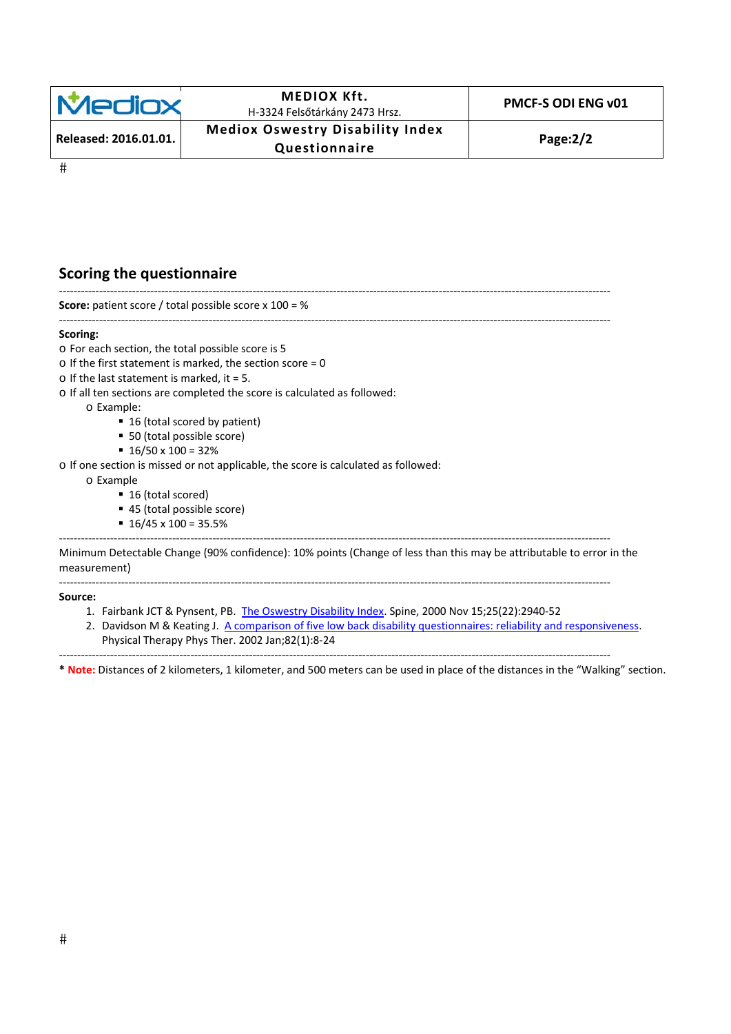## Scoring the questionnaire

---

**Score:** patient score / total possible score x 100 = %

---

**Scoring:**

- For each section, the total possible score is 5
- If the first statement is marked, the section score = 0
- If the last statement is marked, it = 5.
- If all ten sections are completed the score is calculated as followed:
  - Example:
    - 16 (total scored by patient)
    - 50 (total possible score)
    - 16/50 x 100 = 32%
- If one section is missed or not applicable, the score is calculated as followed:
  - Example
    - 16 (total scored)
    - 45 (total possible score)
    - 16/45 x 100 = 35.5%

---

Minimum Detectable Change (90% confidence): 10% points (Change of less than this may be attributable to error in the measurement)

---

**Source:**

1. Fairbank JCT & Pynsent, PB. The Oswestry Disability Index. Spine, 2000 Nov 15;25(22):2940-52
2. Davidson M & Keating J. A comparison of five low back disability questionnaires: reliability and responsiveness. Physical Therapy Phys Ther. 2002 Jan;82(1):8-24

---

\* **Note:** Distances of 2 kilometers, 1 kilometer, and 500 meters can be used in place of the distances in the “Walking” section.